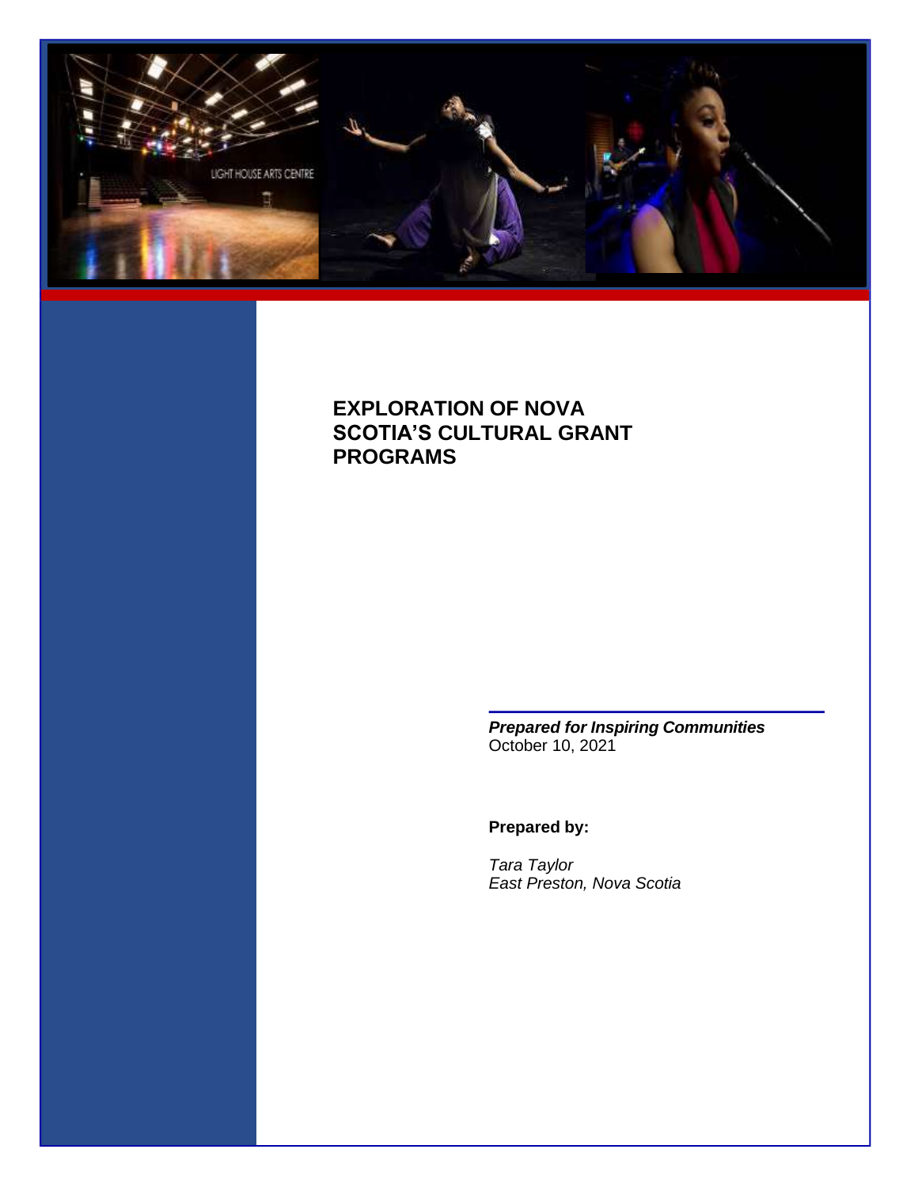# EXPLORATION OF NOVA SCOTIA'S CULTURAL GRANT PROGRAMS

***Prepared for Inspiring Communities***
October 10, 2021

**Prepared by:**

*Tara Taylor*
*East Preston, Nova Scotia*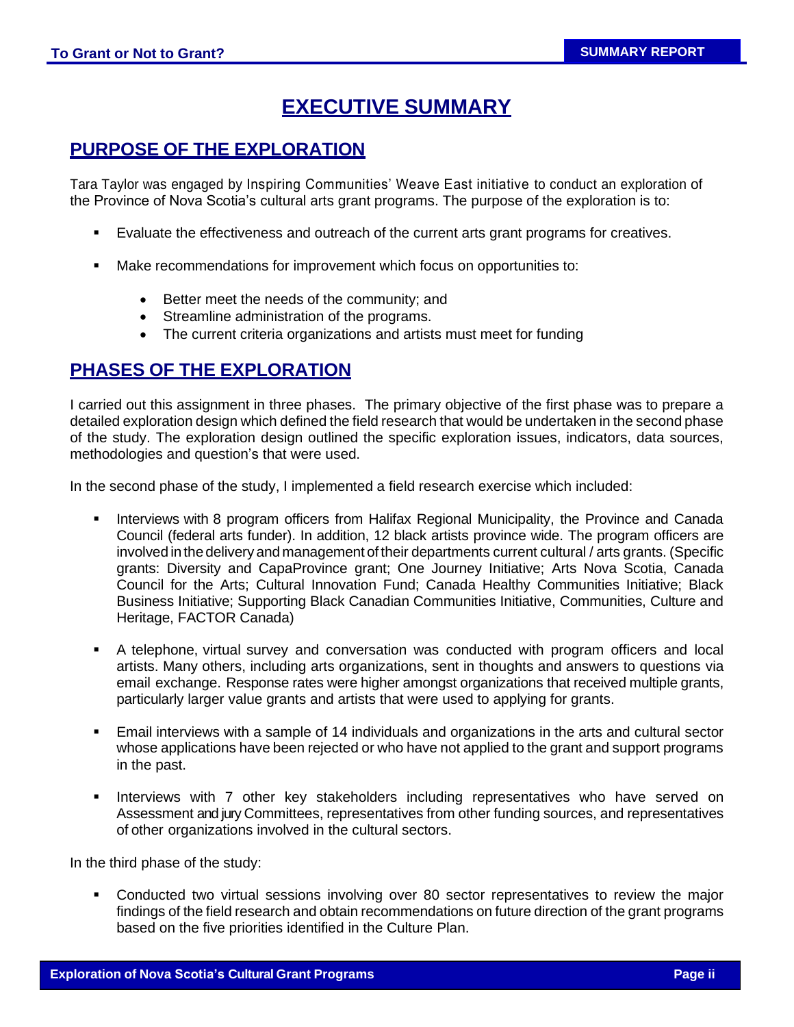# EXECUTIVE SUMMARY

## PURPOSE OF THE EXPLORATION

Tara Taylor was engaged by Inspiring Communities' Weave East initiative to conduct an exploration of the Province of Nova Scotia's cultural arts grant programs. The purpose of the exploration is to:

- Evaluate the effectiveness and outreach of the current arts grant programs for creatives.
- Make recommendations for improvement which focus on opportunities to:
  - Better meet the needs of the community; and
  - Streamline administration of the programs.
  - The current criteria organizations and artists must meet for funding

## PHASES OF THE EXPLORATION

I carried out this assignment in three phases. The primary objective of the first phase was to prepare a detailed exploration design which defined the field research that would be undertaken in the second phase of the study. The exploration design outlined the specific exploration issues, indicators, data sources, methodologies and question's that were used.

In the second phase of the study, I implemented a field research exercise which included:

- Interviews with 8 program officers from Halifax Regional Municipality, the Province and Canada Council (federal arts funder). In addition, 12 black artists province wide. The program officers are involved in the delivery and management of their departments current cultural / arts grants. (Specific grants: Diversity and CapaProvince grant; One Journey Initiative; Arts Nova Scotia, Canada Council for the Arts; Cultural Innovation Fund; Canada Healthy Communities Initiative; Black Business Initiative; Supporting Black Canadian Communities Initiative, Communities, Culture and Heritage, FACTOR Canada)
- A telephone, virtual survey and conversation was conducted with program officers and local artists. Many others, including arts organizations, sent in thoughts and answers to questions via email exchange. Response rates were higher amongst organizations that received multiple grants, particularly larger value grants and artists that were used to applying for grants.
- Email interviews with a sample of 14 individuals and organizations in the arts and cultural sector whose applications have been rejected or who have not applied to the grant and support programs in the past.
- Interviews with 7 other key stakeholders including representatives who have served on Assessment and jury Committees, representatives from other funding sources, and representatives of other organizations involved in the cultural sectors.

In the third phase of the study:

- Conducted two virtual sessions involving over 80 sector representatives to review the major findings of the field research and obtain recommendations on future direction of the grant programs based on the five priorities identified in the Culture Plan.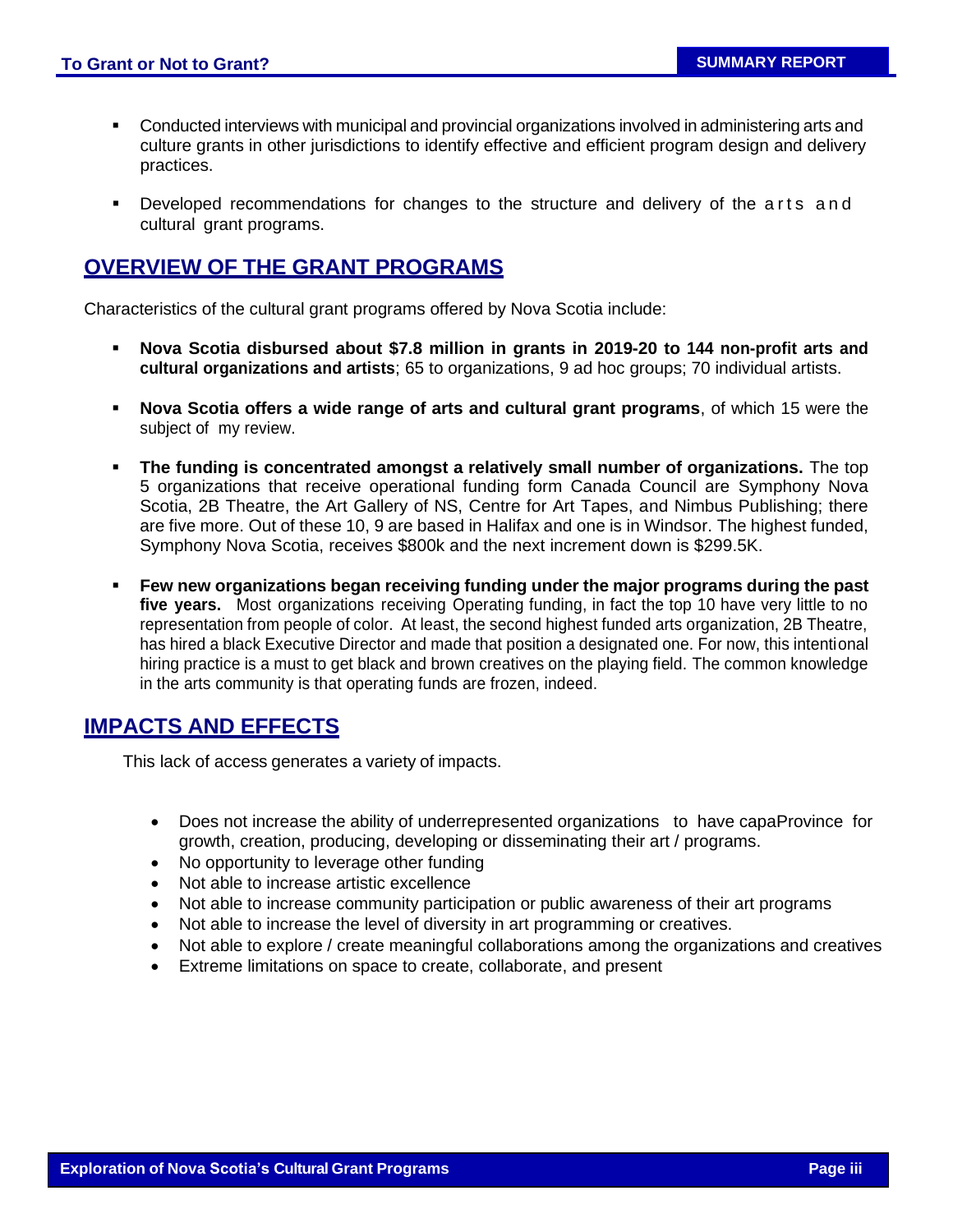- Conducted interviews with municipal and provincial organizations involved in administering arts and culture grants in other jurisdictions to identify effective and efficient program design and delivery practices.

- Developed recommendations for changes to the structure and delivery of the arts and cultural grant programs.

## OVERVIEW OF THE GRANT PROGRAMS

Characteristics of the cultural grant programs offered by Nova Scotia include:

- **Nova Scotia disbursed about $7.8 million in grants in 2019-20 to 144 non-profit arts and cultural organizations and artists**; 65 to organizations, 9 ad hoc groups; 70 individual artists.

- **Nova Scotia offers a wide range of arts and cultural grant programs**, of which 15 were the subject of my review.

- **The funding is concentrated amongst a relatively small number of organizations.** The top 5 organizations that receive operational funding form Canada Council are Symphony Nova Scotia, 2B Theatre, the Art Gallery of NS, Centre for Art Tapes, and Nimbus Publishing; there are five more. Out of these 10, 9 are based in Halifax and one is in Windsor. The highest funded, Symphony Nova Scotia, receives $800k and the next increment down is $299.5K.

- **Few new organizations began receiving funding under the major programs during the past five years.** Most organizations receiving Operating funding, in fact the top 10 have very little to no representation from people of color. At least, the second highest funded arts organization, 2B Theatre, has hired a black Executive Director and made that position a designated one. For now, this intentional hiring practice is a must to get black and brown creatives on the playing field. The common knowledge in the arts community is that operating funds are frozen, indeed.

## IMPACTS AND EFFECTS

This lack of access generates a variety of impacts.

- Does not increase the ability of underrepresented organizations to have capaProvince for growth, creation, producing, developing or disseminating their art / programs.
- No opportunity to leverage other funding
- Not able to increase artistic excellence
- Not able to increase community participation or public awareness of their art programs
- Not able to increase the level of diversity in art programming or creatives.
- Not able to explore / create meaningful collaborations among the organizations and creatives
- Extreme limitations on space to create, collaborate, and present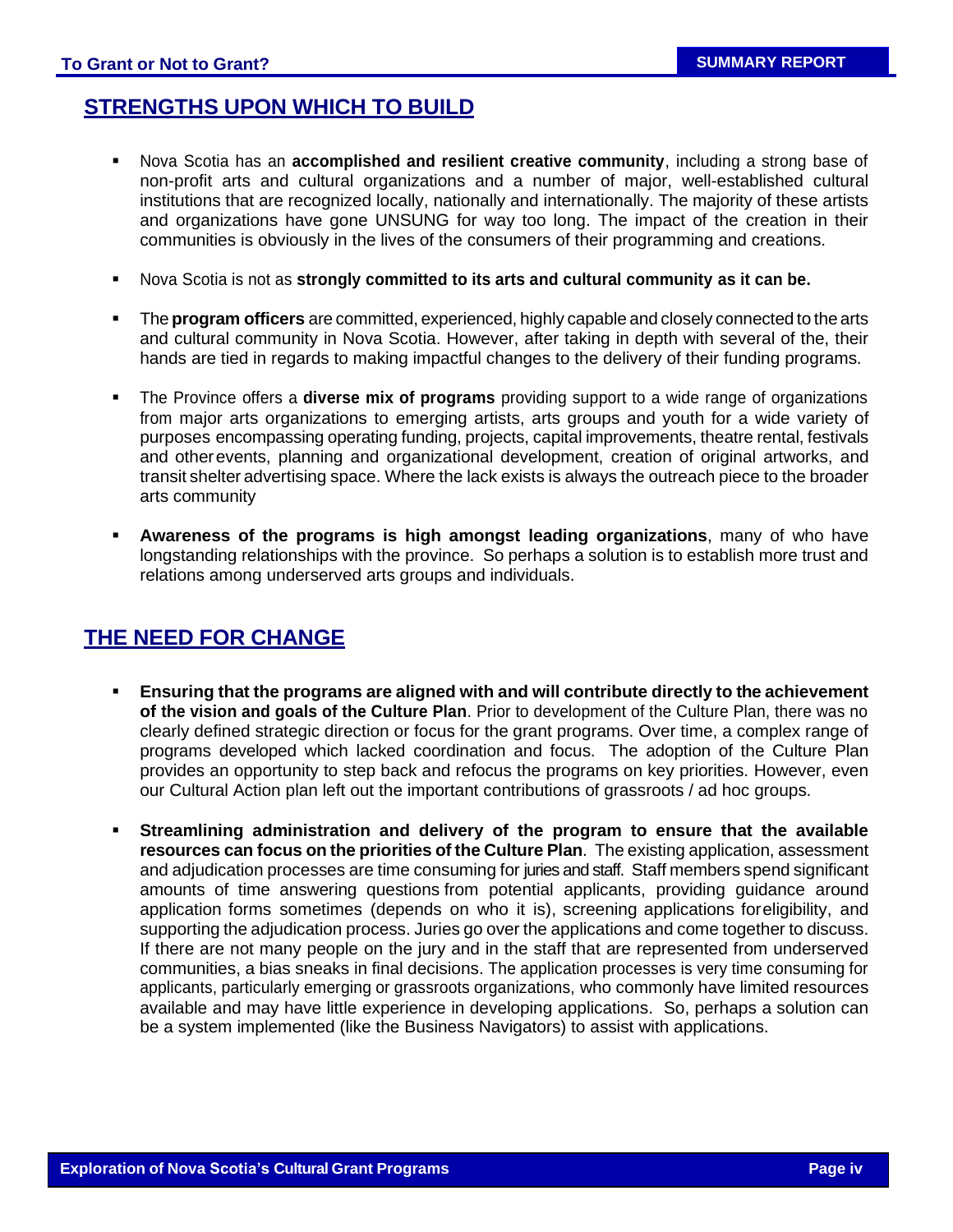## STRENGTHS UPON WHICH TO BUILD

- Nova Scotia has an **accomplished and resilient creative community**, including a strong base of non-profit arts and cultural organizations and a number of major, well-established cultural institutions that are recognized locally, nationally and internationally. The majority of these artists and organizations have gone UNSUNG for way too long. The impact of the creation in their communities is obviously in the lives of the consumers of their programming and creations.

- Nova Scotia is not as **strongly committed to its arts and cultural community as it can be.**

- The **program officers** are committed, experienced, highly capable and closely connected to the arts and cultural community in Nova Scotia. However, after taking in depth with several of the, their hands are tied in regards to making impactful changes to the delivery of their funding programs.

- The Province offers a **diverse mix of programs** providing support to a wide range of organizations from major arts organizations to emerging artists, arts groups and youth for a wide variety of purposes encompassing operating funding, projects, capital improvements, theatre rental, festivals and other events, planning and organizational development, creation of original artworks, and transit shelter advertising space. Where the lack exists is always the outreach piece to the broader arts community

- **Awareness of the programs is high amongst leading organizations**, many of who have longstanding relationships with the province. So perhaps a solution is to establish more trust and relations among underserved arts groups and individuals.

## THE NEED FOR CHANGE

- **Ensuring that the programs are aligned with and will contribute directly to the achievement of the vision and goals of the Culture Plan**. Prior to development of the Culture Plan, there was no clearly defined strategic direction or focus for the grant programs. Over time, a complex range of programs developed which lacked coordination and focus. The adoption of the Culture Plan provides an opportunity to step back and refocus the programs on key priorities. However, even our Cultural Action plan left out the important contributions of grassroots / ad hoc groups.

- **Streamlining administration and delivery of the program to ensure that the available resources can focus on the priorities of the Culture Plan**. The existing application, assessment and adjudication processes are time consuming for juries and staff. Staff members spend significant amounts of time answering questions from potential applicants, providing guidance around application forms sometimes (depends on who it is), screening applications for eligibility, and supporting the adjudication process. Juries go over the applications and come together to discuss. If there are not many people on the jury and in the staff that are represented from underserved communities, a bias sneaks in final decisions. The application processes is very time consuming for applicants, particularly emerging or grassroots organizations, who commonly have limited resources available and may have little experience in developing applications. So, perhaps a solution can be a system implemented (like the Business Navigators) to assist with applications.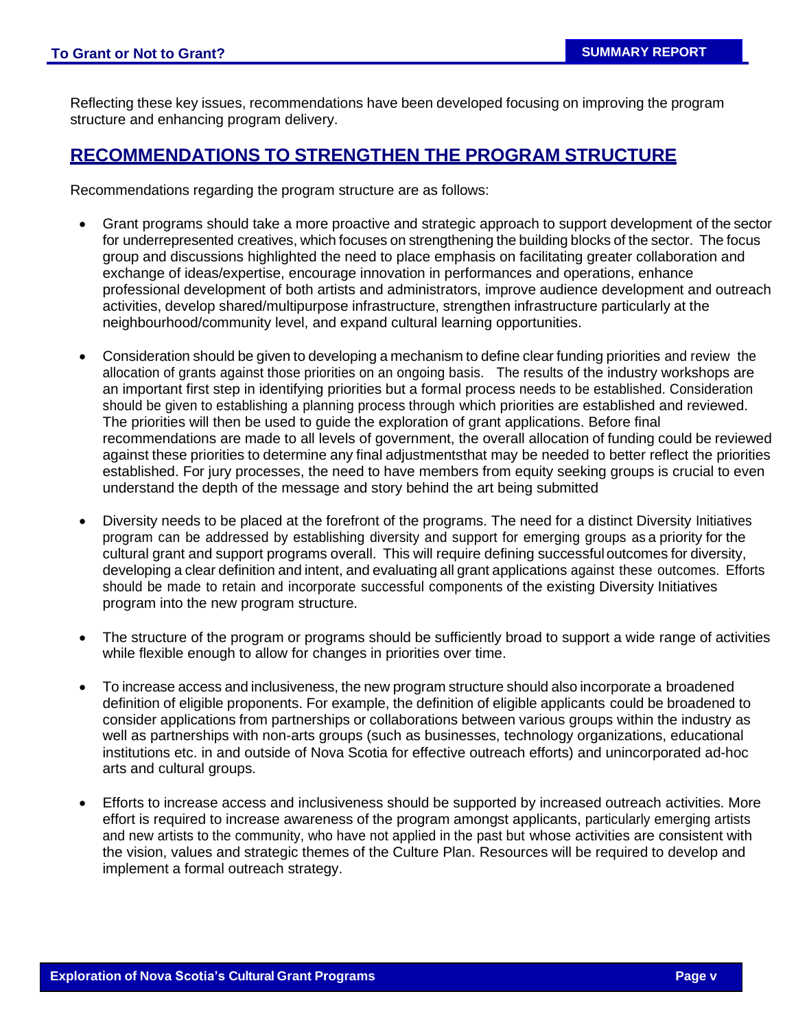Reflecting these key issues, recommendations have been developed focusing on improving the program structure and enhancing program delivery.

## RECOMMENDATIONS TO STRENGTHEN THE PROGRAM STRUCTURE

Recommendations regarding the program structure are as follows:

- Grant programs should take a more proactive and strategic approach to support development of the sector for underrepresented creatives, which focuses on strengthening the building blocks of the sector. The focus group and discussions highlighted the need to place emphasis on facilitating greater collaboration and exchange of ideas/expertise, encourage innovation in performances and operations, enhance professional development of both artists and administrators, improve audience development and outreach activities, develop shared/multipurpose infrastructure, strengthen infrastructure particularly at the neighbourhood/community level, and expand cultural learning opportunities.

- Consideration should be given to developing a mechanism to define clear funding priorities and review the allocation of grants against those priorities on an ongoing basis. The results of the industry workshops are an important first step in identifying priorities but a formal process needs to be established. Consideration should be given to establishing a planning process through which priorities are established and reviewed. The priorities will then be used to guide the exploration of grant applications. Before final recommendations are made to all levels of government, the overall allocation of funding could be reviewed against these priorities to determine any final adjustmentsthat may be needed to better reflect the priorities established. For jury processes, the need to have members from equity seeking groups is crucial to even understand the depth of the message and story behind the art being submitted

- Diversity needs to be placed at the forefront of the programs. The need for a distinct Diversity Initiatives program can be addressed by establishing diversity and support for emerging groups as a priority for the cultural grant and support programs overall. This will require defining successful outcomes for diversity, developing a clear definition and intent, and evaluating all grant applications against these outcomes. Efforts should be made to retain and incorporate successful components of the existing Diversity Initiatives program into the new program structure.

- The structure of the program or programs should be sufficiently broad to support a wide range of activities while flexible enough to allow for changes in priorities over time.

- To increase access and inclusiveness, the new program structure should also incorporate a broadened definition of eligible proponents. For example, the definition of eligible applicants could be broadened to consider applications from partnerships or collaborations between various groups within the industry as well as partnerships with non-arts groups (such as businesses, technology organizations, educational institutions etc. in and outside of Nova Scotia for effective outreach efforts) and unincorporated ad-hoc arts and cultural groups.

- Efforts to increase access and inclusiveness should be supported by increased outreach activities. More effort is required to increase awareness of the program amongst applicants, particularly emerging artists and new artists to the community, who have not applied in the past but whose activities are consistent with the vision, values and strategic themes of the Culture Plan. Resources will be required to develop and implement a formal outreach strategy.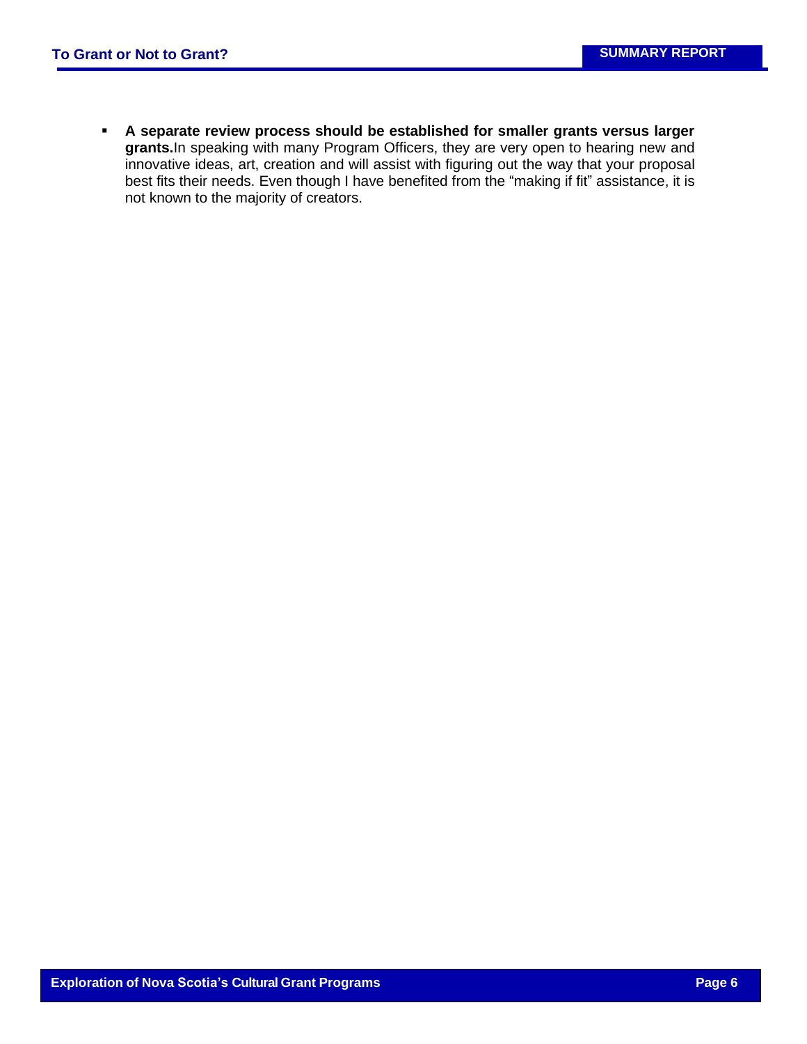- **A separate review process should be established for smaller grants versus larger grants.**In speaking with many Program Officers, they are very open to hearing new and innovative ideas, art, creation and will assist with figuring out the way that your proposal best fits their needs. Even though I have benefited from the "making if fit" assistance, it is not known to the majority of creators.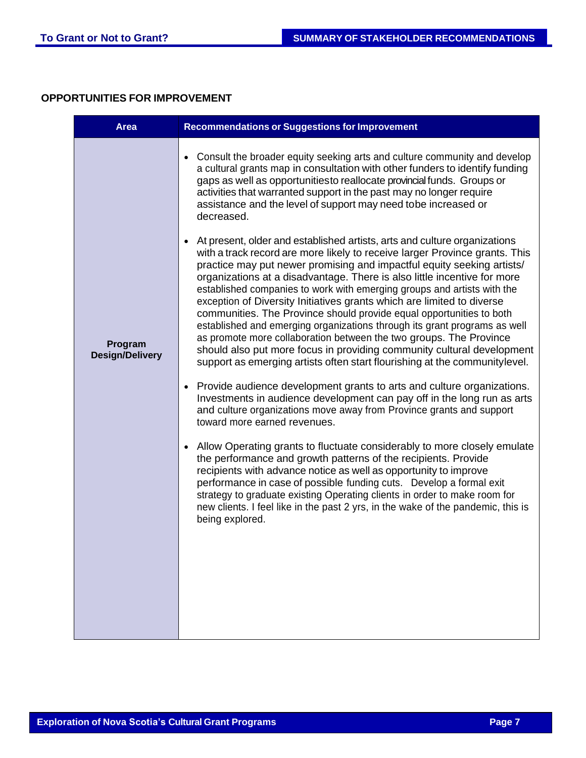## OPPORTUNITIES FOR IMPROVEMENT

| Area | Recommendations or Suggestions for Improvement |
|---|---|
| **Program Design/Delivery** | • Consult the broader equity seeking arts and culture community and develop a cultural grants map in consultation with other funders to identify funding gaps as well as opportunitiesto reallocate provincial funds. Groups or activities that warranted support in the past may no longer require assistance and the level of support may need tobe increased or decreased. <br><br> • At present, older and established artists, arts and culture organizations with a track record are more likely to receive larger Province grants. This practice may put newer promising and impactful equity seeking artists/ organizations at a disadvantage. There is also little incentive for more established companies to work with emerging groups and artists with the exception of Diversity Initiatives grants which are limited to diverse communities. The Province should provide equal opportunities to both established and emerging organizations through its grant programs as well as promote more collaboration between the two groups. The Province should also put more focus in providing community cultural development support as emerging artists often start flourishing at the communitylevel. <br><br> • Provide audience development grants to arts and culture organizations. Investments in audience development can pay off in the long run as arts and culture organizations move away from Province grants and support toward more earned revenues. <br><br> • Allow Operating grants to fluctuate considerably to more closely emulate the performance and growth patterns of the recipients. Provide recipients with advance notice as well as opportunity to improve performance in case of possible funding cuts. Develop a formal exit strategy to graduate existing Operating clients in order to make room for new clients. I feel like in the past 2 yrs, in the wake of the pandemic, this is being explored. |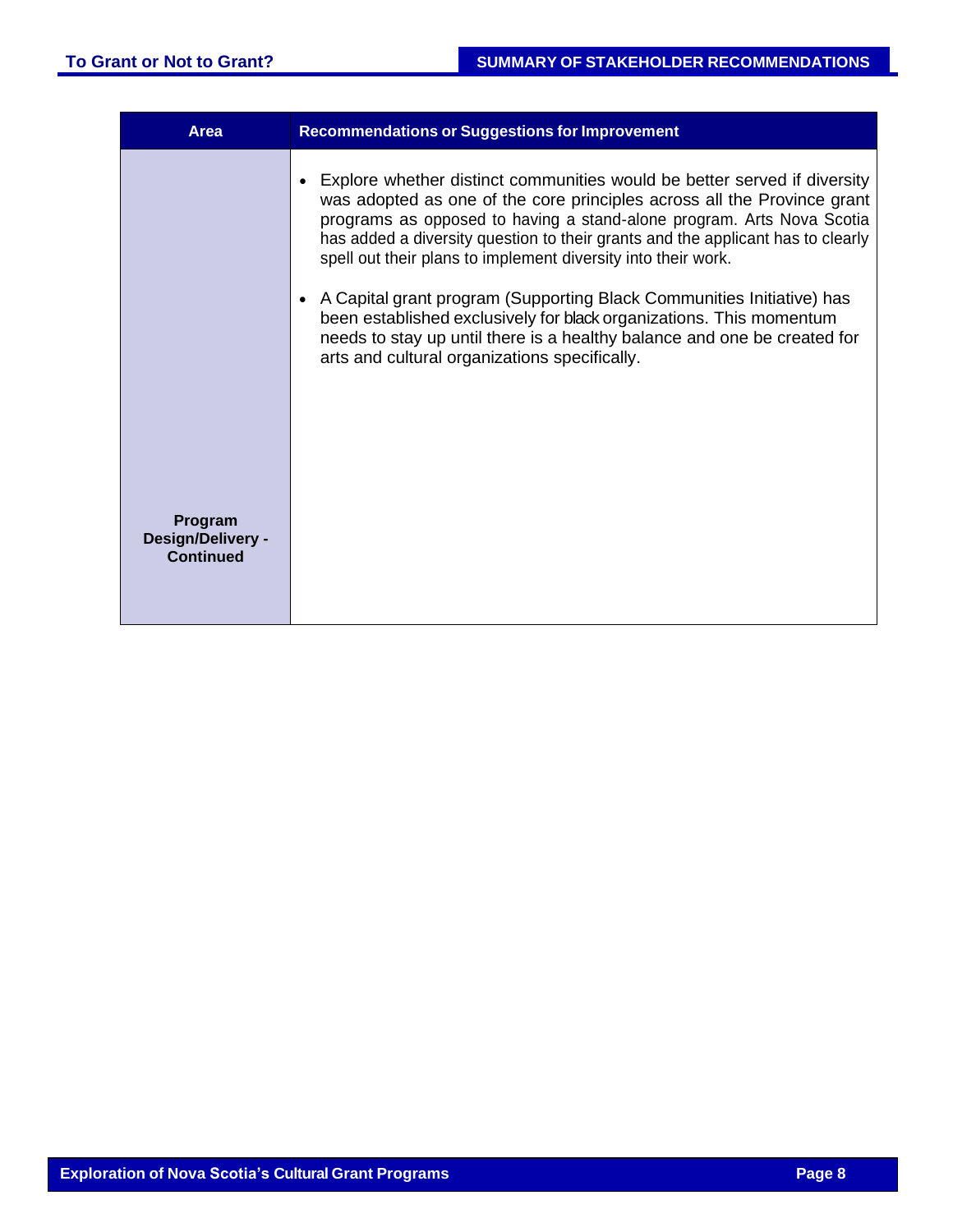| Area | Recommendations or Suggestions for Improvement |
| --- | --- |
| Program Design/Delivery - Continued | • Explore whether distinct communities would be better served if diversity was adopted as one of the core principles across all the Province grant programs as opposed to having a stand-alone program. Arts Nova Scotia has added a diversity question to their grants and the applicant has to clearly spell out their plans to implement diversity into their work.<br><br>• A Capital grant program (Supporting Black Communities Initiative) has been established exclusively for black organizations. This momentum needs to stay up until there is a healthy balance and one be created for arts and cultural organizations specifically. |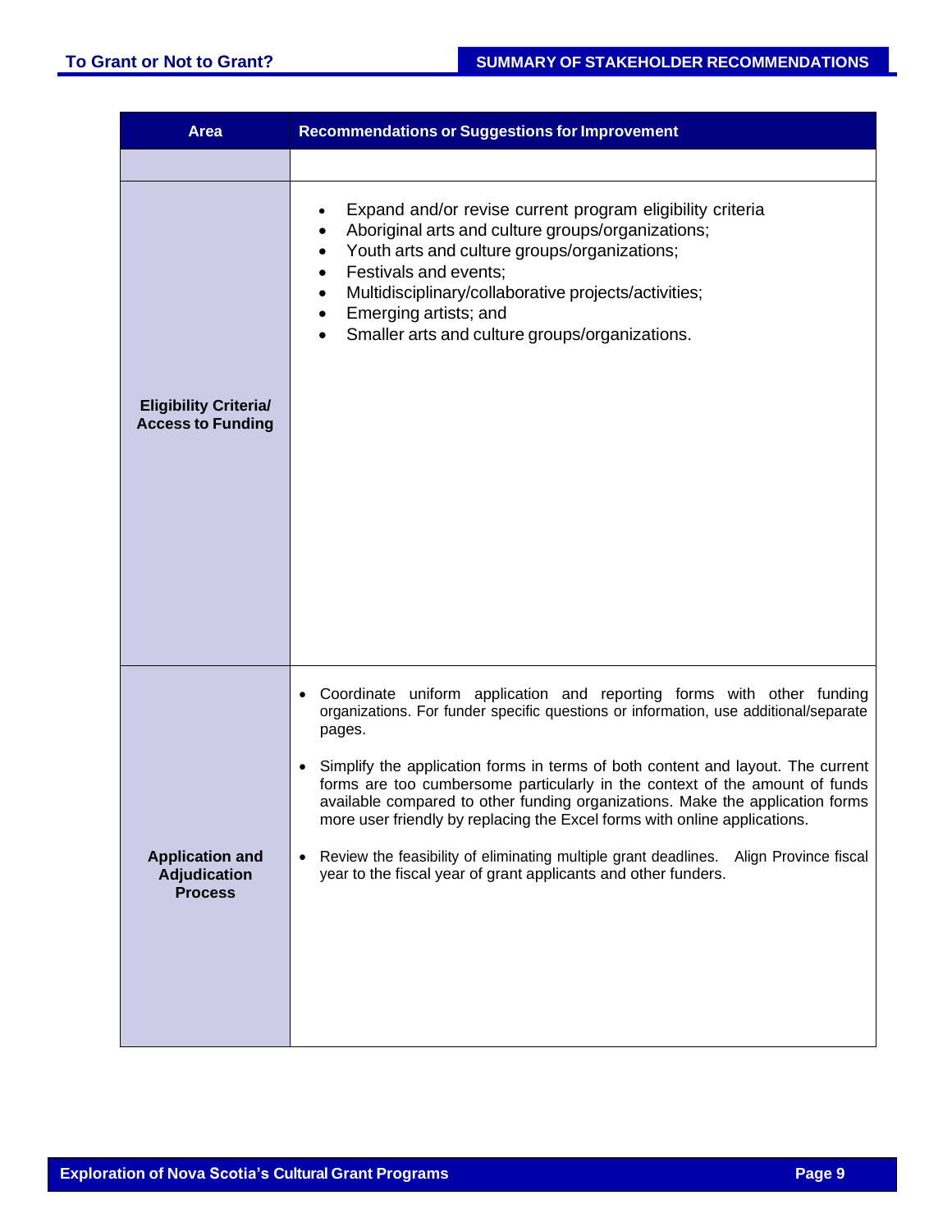| Area | Recommendations or Suggestions for Improvement |
| --- | --- |
| | |
| **Eligibility Criteria/ Access to Funding** | • Expand and/or revise current program eligibility criteria<br>• Aboriginal arts and culture groups/organizations;<br>• Youth arts and culture groups/organizations;<br>• Festivals and events;<br>• Multidisciplinary/collaborative projects/activities;<br>• Emerging artists; and<br>• Smaller arts and culture groups/organizations. |
| **Application and Adjudication Process** | • Coordinate uniform application and reporting forms with other funding organizations. For funder specific questions or information, use additional/separate pages.<br>• Simplify the application forms in terms of both content and layout. The current forms are too cumbersome particularly in the context of the amount of funds available compared to other funding organizations. Make the application forms more user friendly by replacing the Excel forms with online applications.<br>• Review the feasibility of eliminating multiple grant deadlines. Align Province fiscal year to the fiscal year of grant applicants and other funders. |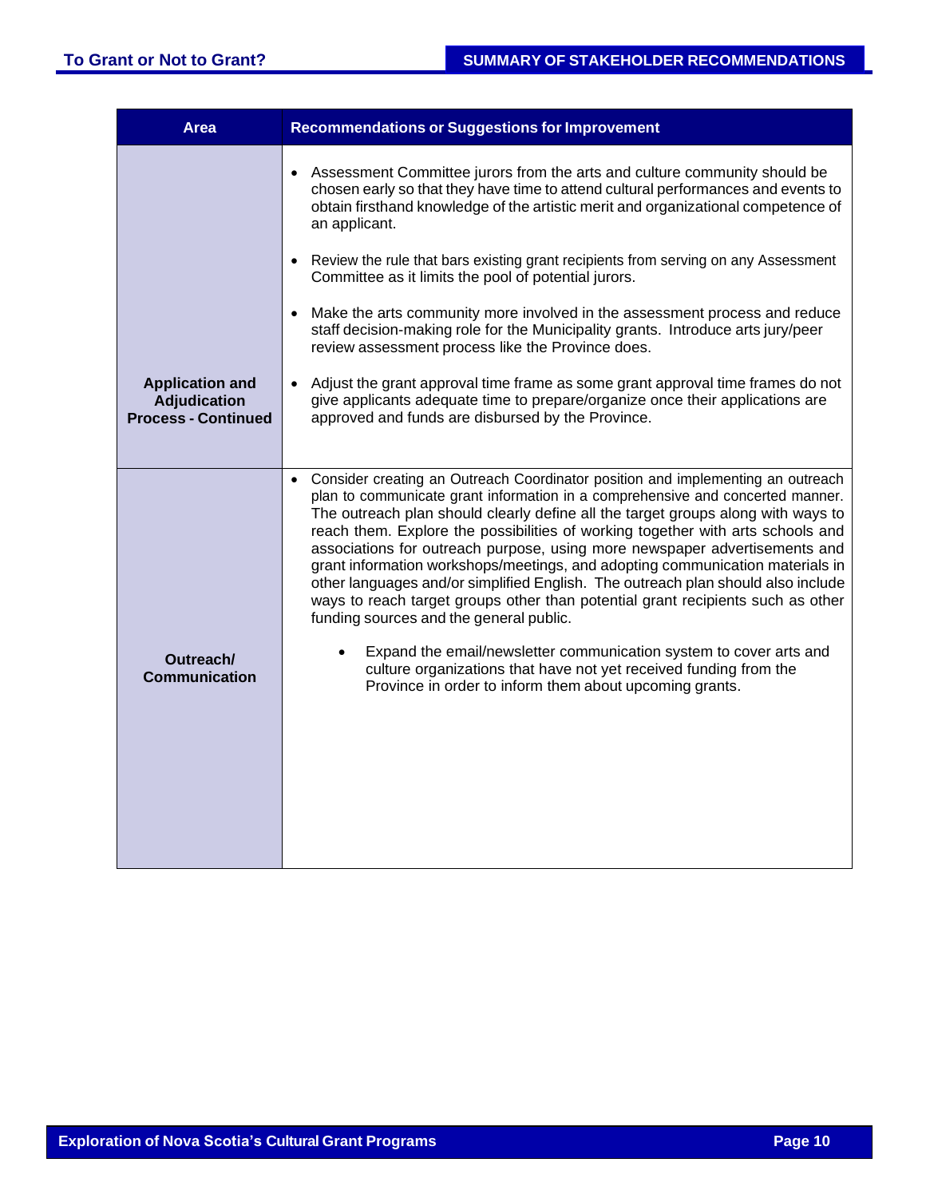| Area | Recommendations or Suggestions for Improvement |
|---|---|
| **Application and Adjudication Process - Continued** | • Assessment Committee jurors from the arts and culture community should be chosen early so that they have time to attend cultural performances and events to obtain firsthand knowledge of the artistic merit and organizational competence of an applicant.<br><br>• Review the rule that bars existing grant recipients from serving on any Assessment Committee as it limits the pool of potential jurors.<br><br>• Make the arts community more involved in the assessment process and reduce staff decision-making role for the Municipality grants. Introduce arts jury/peer review assessment process like the Province does.<br><br>• Adjust the grant approval time frame as some grant approval time frames do not give applicants adequate time to prepare/organize once their applications are approved and funds are disbursed by the Province. |
| **Outreach/ Communication** | • Consider creating an Outreach Coordinator position and implementing an outreach plan to communicate grant information in a comprehensive and concerted manner. The outreach plan should clearly define all the target groups along with ways to reach them. Explore the possibilities of working together with arts schools and associations for outreach purpose, using more newspaper advertisements and grant information workshops/meetings, and adopting communication materials in other languages and/or simplified English. The outreach plan should also include ways to reach target groups other than potential grant recipients such as other funding sources and the general public.<br><br>&nbsp;&nbsp;&nbsp;&nbsp;• Expand the email/newsletter communication system to cover arts and culture organizations that have not yet received funding from the Province in order to inform them about upcoming grants. |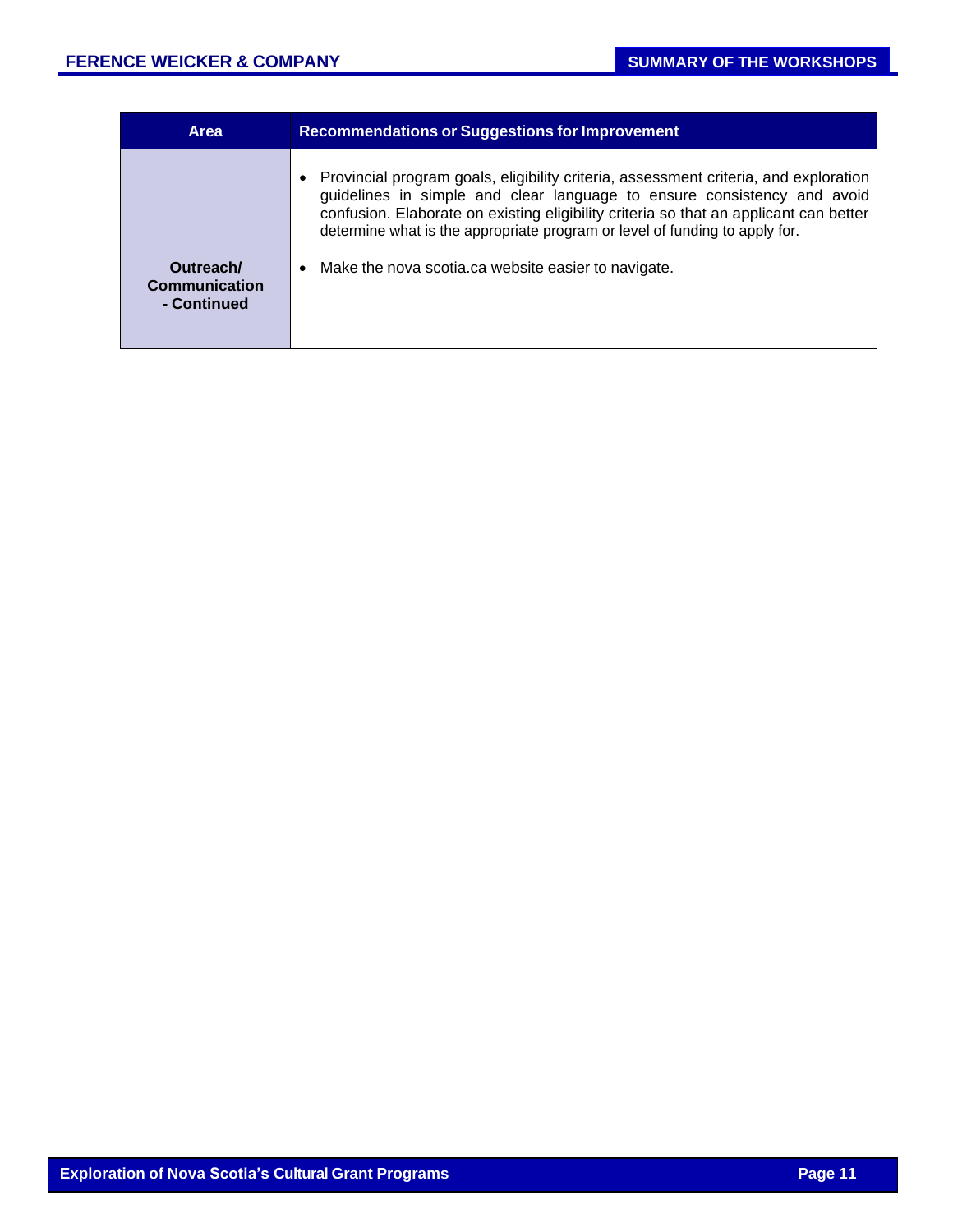| Area | Recommendations or Suggestions for Improvement |
| --- | --- |
| **Outreach/ Communication - Continued** | • Provincial program goals, eligibility criteria, assessment criteria, and exploration guidelines in simple and clear language to ensure consistency and avoid confusion. Elaborate on existing eligibility criteria so that an applicant can better determine what is the appropriate program or level of funding to apply for.<br><br>• Make the nova scotia.ca website easier to navigate. |